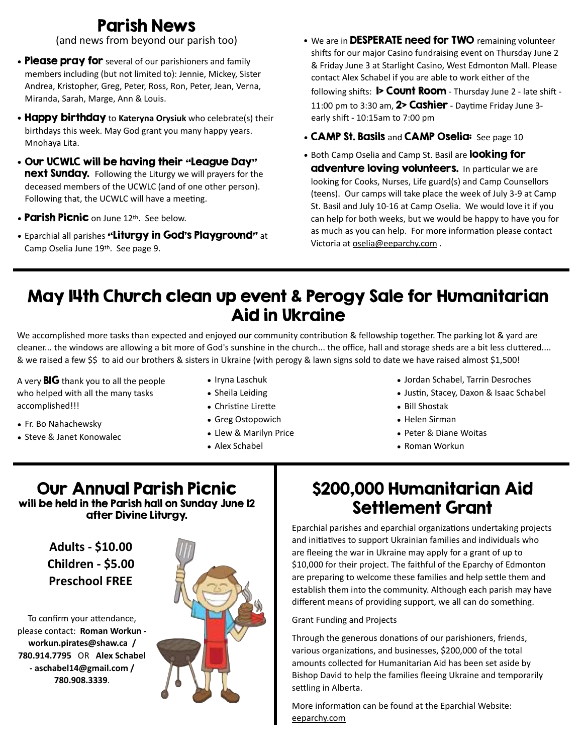# Parish News

(and news from beyond our parish too)

- **Please pray for** several of our parishioners and family members including (but not limited to): Jennie, Mickey, Sister Andrea, Kristopher, Greg, Peter, Ross, Ron, Peter, Jean, Verna, Miranda, Sarah, Marge, Ann & Louis.
- **Happy birthday** to **Kateryna Orysiuk** who celebrate(s) their birthdays this week. May God grant you many happy years. Mnohaya Lita.
- **Our UCWLC will be having their "League Day" next Sunday.** Following the Liturgy we will prayers for the deceased members of the UCWLC (and of one other person). Following that, the UCWLC will have a meeting.
- **Parish Picnic** on June 12th. See below.
- Eparchial all parishes **"Liturgy in God's Playground"** at Camp Oselia June 19th. See page 9.
- We are in **DESPERATE need for TWO** remaining volunteer shifts for our major Casino fundraising event on Thursday June 2 & Friday June 3 at Starlight Casino, West Edmonton Mall. Please contact Alex Schabel if you are able to work either of the following shifts: **1> Count Room** - Thursday June 2 - late shift - 11:00 pm to 3:30 am, **2> Cashier** - Daytime Friday June 3- early shift - 10:15am to 7:00 pm
- **CAMP St. Basils** and **CAMP Oselia:** See page 10
- Both Camp Oselia and Camp St. Basil are **looking for adventure loving volunteers.** In particular we are looking for Cooks, Nurses, Life guard(s) and Camp Counsellors (teens). Our camps will take place the week of July 3-9 at Camp St. Basil and July 10-16 at Camp Oselia. We would love it if you can help for both weeks, but we would be happy to have you for as much as you can help. For more information please contact Victoria at oselia@eeparchy.com .

## May 14th Church clean up event & Perogy Sale for Humanitarian Aid in Ukraine

We accomplished more tasks than expected and enjoyed our community contribution & fellowship together. The parking lot & yard are cleaner... the windows are allowing a bit more of God's sunshine in the church... the office, hall and storage sheds are a bit less cluttered.... & we raised a few $$ to aid our brothers & sisters in Ukraine (with perogy & lawn signs sold to date we have raised almost $1,500!

A very **BIG** thank you to all the people who helped with all the many tasks accomplished!!!

- Fr. Bo Nahachewsky
- Steve & Janet Konowalec
- Iryna Laschuk
- Sheila Leiding
- Christine Lirette
- Greg Ostopowich
- Llew & Marilyn Price
- Alex Schabel
- Jordan Schabel, Tarrin Desroches
- Justin, Stacey, Daxon & Isaac Schabel
- Bill Shostak
- Helen Sirman
- Peter & Diane Woitas
- Roman Workun

## Our Annual Parish Picnic

**will be held in the Parish hall on Sunday June 12 after Divine Liturgy.**

**Adults - $10.00**
**Children - $5.00**
**Preschool FREE**

To confirm your attendance, please contact: **Roman Workun - workun.pirates@shaw.ca / 780.914.7795** OR **Alex Schabel - aschabel14@gmail.com / 780.908.3339**.

## $200,000 Humanitarian Aid Settlement Grant

Eparchial parishes and eparchial organizations undertaking projects and initiatives to support Ukrainian families and individuals who are fleeing the war in Ukraine may apply for a grant of up to $10,000 for their project. The faithful of the Eparchy of Edmonton are preparing to welcome these families and help settle them and establish them into the community. Although each parish may have different means of providing support, we all can do something.

Grant Funding and Projects

Through the generous donations of our parishioners, friends, various organizations, and businesses, $200,000 of the total amounts collected for Humanitarian Aid has been set aside by Bishop David to help the families fleeing Ukraine and temporarily settling in Alberta.

More information can be found at the Eparchial Website: eeparchy.com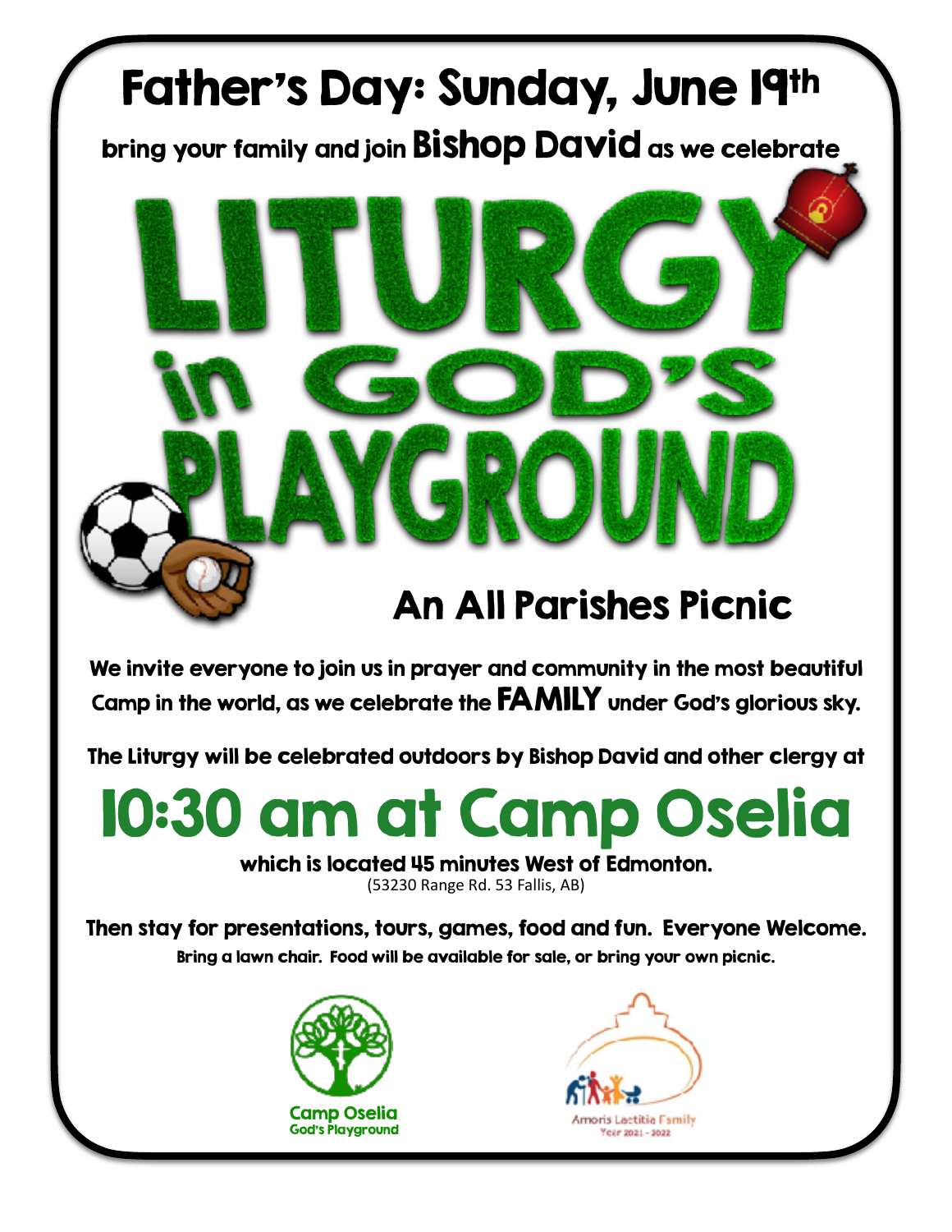# Father's Day: Sunday, June 19th

bring your family and join **Bishop David** as we celebrate

# LITURGY in GOD'S PLAYGROUND

## An All Parishes Picnic

We invite everyone to join us in prayer and community in the most beautiful Camp in the world, as we celebrate the **FAMILY** under God's glorious sky.

The Liturgy will be celebrated outdoors by Bishop David and other clergy at

# 10:30 am at Camp Oselia

**which is located 45 minutes West of Edmonton.**
(53230 Range Rd. 53 Fallis, AB)

Then stay for presentations, tours, games, food and fun. Everyone Welcome.
**Bring a lawn chair. Food will be available for sale, or bring your own picnic.**

Camp Oselia
God's Playground

Amoris Laetitia Family
Year 2021 - 2022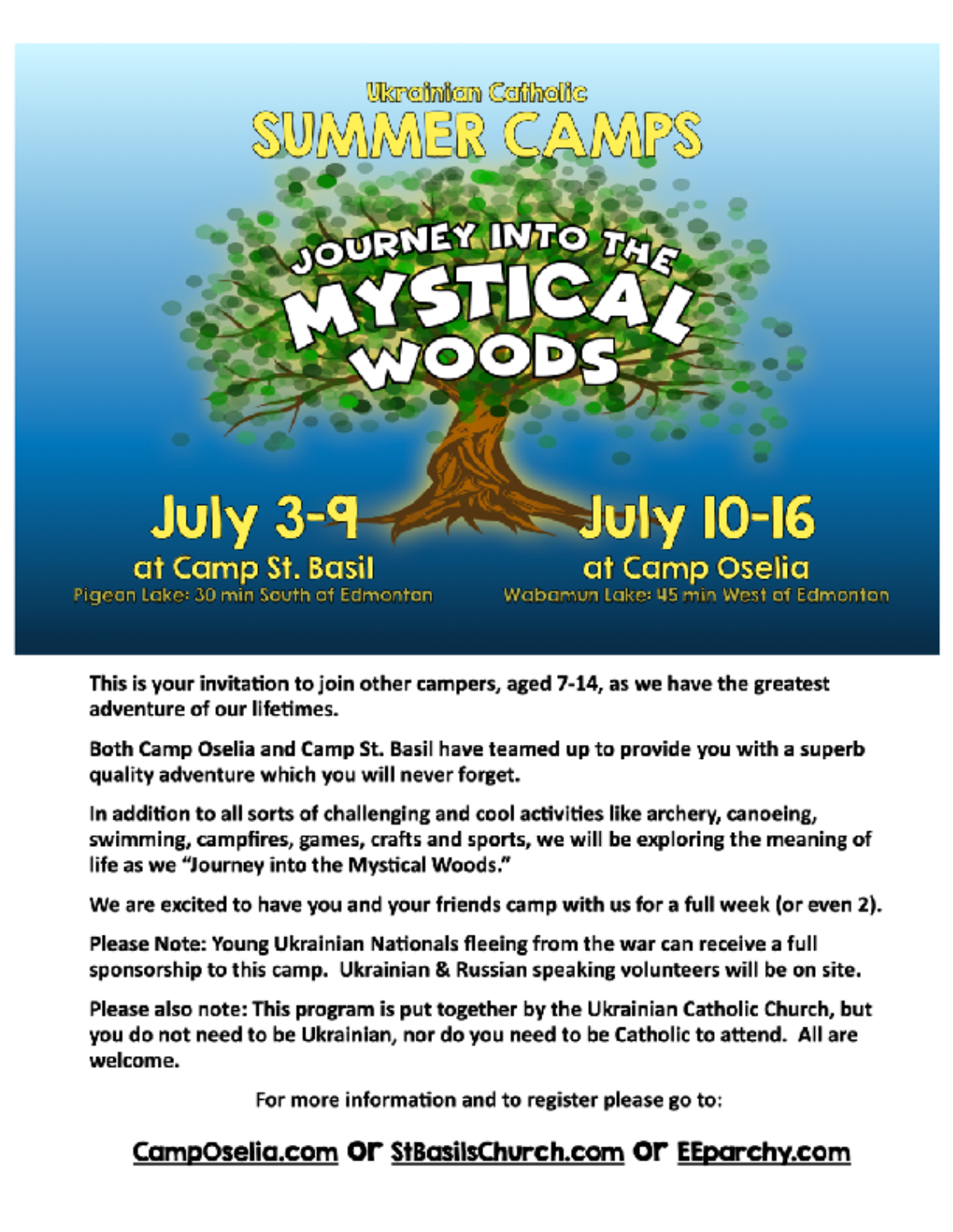Ukrainian Catholic

# SUMMER CAMPS

## JOURNEY INTO THE MYSTICAL WOODS

**July 3-9**
**at Camp St. Basil**
Pigeon Lake: 30 min South of Edmonton

**July 10-16**
**at Camp Oselia**
Wabamun Lake: 45 min West of Edmonton

**This is your invitation to join other campers, aged 7-14, as we have the greatest adventure of our lifetimes.**

**Both Camp Oselia and Camp St. Basil have teamed up to provide you with a superb quality adventure which you will never forget.**

**In addition to all sorts of challenging and cool activities like archery, canoeing, swimming, campfires, games, crafts and sports, we will be exploring the meaning of life as we "Journey into the Mystical Woods."**

**We are excited to have you and your friends camp with us for a full week (or even 2).**

**Please Note: Young Ukrainian Nationals fleeing from the war can receive a full sponsorship to this camp. Ukrainian & Russian speaking volunteers will be on site.**

**Please also note: This program is put together by the Ukrainian Catholic Church, but you do not need to be Ukrainian, nor do you need to be Catholic to attend. All are welcome.**

For more information and to register please go to:

**CampOselia.com or StBasilsChurch.com or EEparchy.com**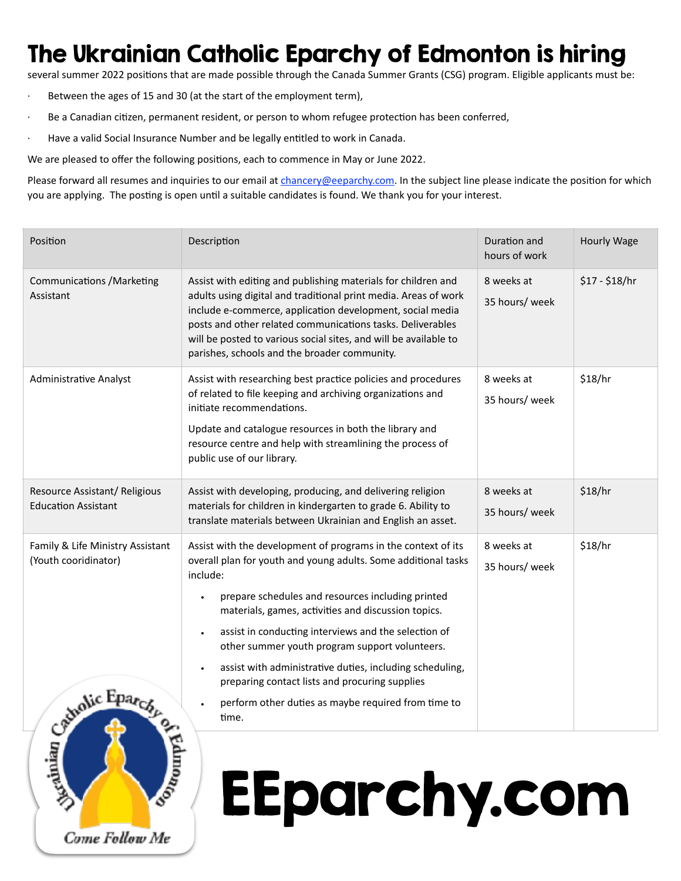# The Ukrainian Catholic Eparchy of Edmonton is hiring

several summer 2022 positions that are made possible through the Canada Summer Grants (CSG) program. Eligible applicants must be:

- Between the ages of 15 and 30 (at the start of the employment term),
- Be a Canadian citizen, permanent resident, or person to whom refugee protection has been conferred,
- Have a valid Social Insurance Number and be legally entitled to work in Canada.

We are pleased to offer the following positions, each to commence in May or June 2022.

Please forward all resumes and inquiries to our email at chancery@eeparchy.com. In the subject line please indicate the position for which you are applying. The posting is open until a suitable candidates is found. We thank you for your interest.

| Position | Description | Duration and hours of work | Hourly Wage |
|---|---|---|---|
| Communications /Marketing Assistant | Assist with editing and publishing materials for children and adults using digital and traditional print media. Areas of work include e-commerce, application development, social media posts and other related communications tasks. Deliverables will be posted to various social sites, and will be available to parishes, schools and the broader community. | 8 weeks at 35 hours/ week | $17 - $18/hr |
| Administrative Analyst | Assist with researching best practice policies and procedures of related to file keeping and archiving organizations and initiate recommendations. Update and catalogue resources in both the library and resource centre and help with streamlining the process of public use of our library. | 8 weeks at 35 hours/ week | $18/hr |
| Resource Assistant/ Religious Education Assistant | Assist with developing, producing, and delivering religion materials for children in kindergarten to grade 6. Ability to translate materials between Ukrainian and English an asset. | 8 weeks at 35 hours/ week | $18/hr |
| Family & Life Ministry Assistant (Youth cooridinator) | Assist with the development of programs in the context of its overall plan for youth and young adults. Some additional tasks include: • prepare schedules and resources including printed materials, games, activities and discussion topics. • assist in conducting interviews and the selection of other summer youth program support volunteers. • assist with administrative duties, including scheduling, preparing contact lists and procuring supplies • perform other duties as maybe required from time to time. | 8 weeks at 35 hours/ week | $18/hr |

Ukrainian Catholic Eparchy of Edmonton

Come Follow Me

# EEparchy.com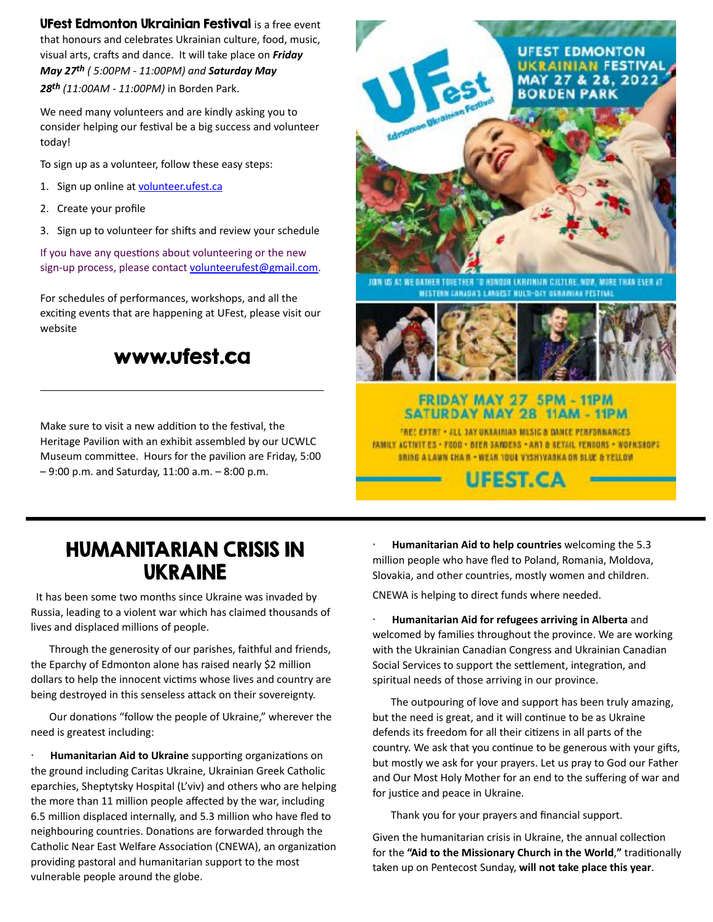**UFest Edmonton Ukrainian Festival** is a free event that honours and celebrates Ukrainian culture, food, music, visual arts, crafts and dance. It will take place on ***Friday May 27th*** *( 5:00PM - 11:00PM) and* ***Saturday May 28th*** *(11:00AM - 11:00PM)* in Borden Park.

We need many volunteers and are kindly asking you to consider helping our festival be a big success and volunteer today!

To sign up as a volunteer, follow these easy steps:

1. Sign up online at volunteer.ufest.ca
2. Create your profile
3. Sign up to volunteer for shifts and review your schedule

If you have any questions about volunteering or the new sign-up process, please contact volunteerufest@gmail.com.

For schedules of performances, workshops, and all the exciting events that are happening at UFest, please visit our website

## www.ufest.ca

Make sure to visit a new addition to the festival, the Heritage Pavilion with an exhibit assembled by our UCWLC Museum committee. Hours for the pavilion are Friday, 5:00 – 9:00 p.m. and Saturday, 11:00 a.m. – 8:00 p.m.

UFEST EDMONTON UKRAINIAN FESTIVAL MAY 27 & 28, 2022 BORDEN PARK

JOIN US AS WE GATHER TOGETHER TO HONOUR UKRAINIAN CULTURE, NOW, MORE THAN EVER AT WESTERN CANADA'S LARGEST MULTI-DAY UKRAINIAN FESTIVAL

FRIDAY MAY 27 5PM - 11PM
SATURDAY MAY 28 11AM - 11PM

FREE ENTRY • ALL DAY UKRAINIAN MUSIC & DANCE PERFORMANCES
FAMILY ACTIVITIES • FOOD • BEER GARDENS • ART & RETAIL VENDORS • WORKSHOPS
BRING A LAWN CHAIR • WEAR YOUR VYSHYVANKA OR BLUE & YELLOW

UFEST.CA

# HUMANITARIAN CRISIS IN UKRAINE

It has been some two months since Ukraine was invaded by Russia, leading to a violent war which has claimed thousands of lives and displaced millions of people.

Through the generosity of our parishes, faithful and friends, the Eparchy of Edmonton alone has raised nearly $2 million dollars to help the innocent victims whose lives and country are being destroyed in this senseless attack on their sovereignty.

Our donations "follow the people of Ukraine," wherever the need is greatest including:

- **Humanitarian Aid to Ukraine** supporting organizations on the ground including Caritas Ukraine, Ukrainian Greek Catholic eparchies, Sheptytsky Hospital (L'viv) and others who are helping the more than 11 million people affected by the war, including 6.5 million displaced internally, and 5.3 million who have fled to neighbouring countries. Donations are forwarded through the Catholic Near East Welfare Association (CNEWA), an organization providing pastoral and humanitarian support to the most vulnerable people around the globe.

- **Humanitarian Aid to help countries** welcoming the 5.3 million people who have fled to Poland, Romania, Moldova, Slovakia, and other countries, mostly women and children.

CNEWA is helping to direct funds where needed.

- **Humanitarian Aid for refugees arriving in Alberta** and welcomed by families throughout the province. We are working with the Ukrainian Canadian Congress and Ukrainian Canadian Social Services to support the settlement, integration, and spiritual needs of those arriving in our province.

The outpouring of love and support has been truly amazing, but the need is great, and it will continue to be as Ukraine defends its freedom for all their citizens in all parts of the country. We ask that you continue to be generous with your gifts, but mostly we ask for your prayers. Let us pray to God our Father and Our Most Holy Mother for an end to the suffering of war and for justice and peace in Ukraine.

Thank you for your prayers and financial support.

Given the humanitarian crisis in Ukraine, the annual collection for the **"Aid to the Missionary Church in the World,"** traditionally taken up on Pentecost Sunday, **will not take place this year**.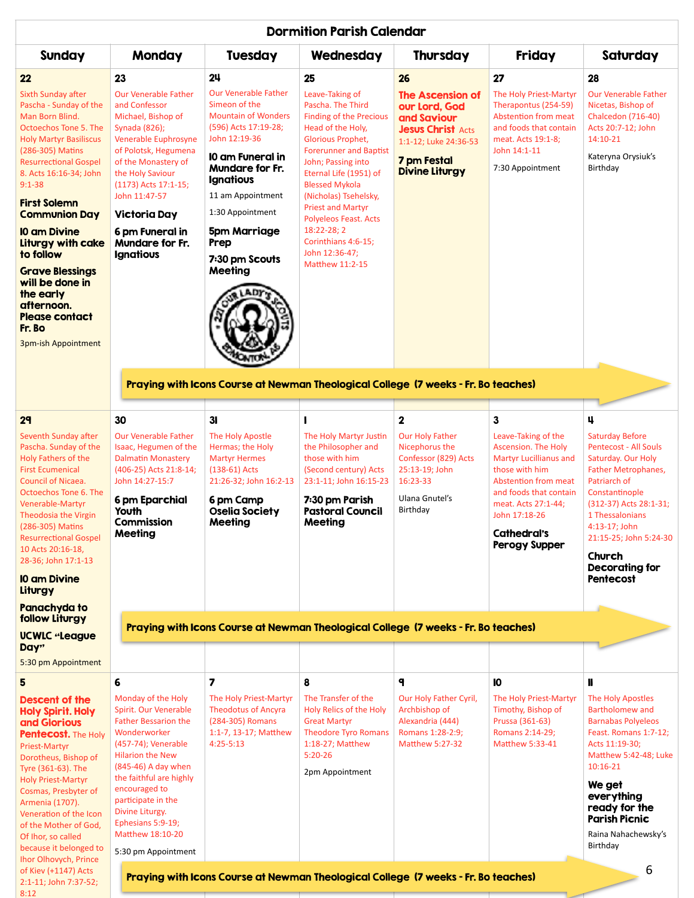# Dormition Parish Calendar

| Sunday | Monday | Tuesday | Wednesday | Thursday | Friday | Saturday |
|---|---|---|---|---|---|---|
| **22** Sixth Sunday after Pascha - Sunday of the Man Born Blind. Octoechos Tone 5. The Holy Martyr Basiliscus (286-305) Matins Resurrectional Gospel 8. Acts 16:16-34; John 9:1-38 **First Solemn Communion Day** **10 am Divine Liturgy with cake to follow** **Grave Blessings will be done in the early afternoon. Please contact Fr. Bo** 3pm-ish Appointment | **23** Our Venerable Father and Confessor Michael, Bishop of Synada (826); Venerable Euphrosyne of Polotsk, Hegumena of the Monastery of the Holy Saviour (1173) Acts 17:1-15; John 11:47-57 **Victoria Day** **6 pm Funeral in Mundare for Fr. Ignatious** | **24** Our Venerable Father Simeon of the Mountain of Wonders (596) Acts 17:19-28; John 12:19-36 **10 am Funeral in Mundare for Fr. Ignatious** 11 am Appointment 1:30 Appointment **5pm Marriage Prep** **7:30 pm Scouts Meeting** | **25** Leave-Taking of Pascha. The Third Finding of the Precious Head of the Holy, Glorious Prophet, Forerunner and Baptist John; Passing into Eternal Life (1951) of Blessed Mykola (Nicholas) Tsehelsky, Priest and Martyr Polyeleos Feast. Acts 18:22-28; 2 Corinthians 4:6-15; John 12:36-47; Matthew 11:2-15 | **26** **The Ascension of our Lord, God and Saviour Jesus Christ** Acts 1:1-12; Luke 24:36-53 **7 pm Festal Divine Liturgy** | **27** The Holy Priest-Martyr Therapontus (254-59) Abstention from meat and foods that contain meat. Acts 19:1-8; John 14:1-11 7:30 Appointment | **28** Our Venerable Father Nicetas, Bishop of Chalcedon (716-40) Acts 20:7-12; John 14:10-21 Kateryna Orysiuk's Birthday |
| **Praying with Icons Course at Newman Theological College (7 weeks - Fr. Bo teaches)** | | | | | | |
| **29** Seventh Sunday after Pascha. Sunday of the Holy Fathers of the First Ecumenical Council of Nicaea. Octoechos Tone 6. The Venerable-Martyr Theodosia the Virgin (286-305) Matins Resurrectional Gospel 10 Acts 20:16-18, 28-36; John 17:1-13 **10 am Divine Liturgy** **Panachyda to follow Liturgy** **UCWLC "League Day"** 5:30 pm Appointment | **30** Our Venerable Father Isaac, Hegumen of the Dalmatin Monastery (406-25) Acts 21:8-14; John 14:27-15:7 **6 pm Eparchial Youth Commission Meeting** | **31** The Holy Apostle Hermas; the Holy Martyr Hermes (138-61) Acts 21:26-32; John 16:2-13 **6 pm Camp Oselia Society Meeting** | **1** The Holy Martyr Justin the Philosopher and those with him (Second century) Acts 23:1-11; John 16:15-23 **7:30 pm Parish Pastoral Council Meeting** | **2** Our Holy Father Nicephorus the Confessor (829) Acts 25:13-19; John 16:23-33 Ulana Gnutel's Birthday | **3** Leave-Taking of the Ascension. The Holy Martyr Lucillianus and those with him Abstention from meat and foods that contain meat. Acts 27:1-44; John 17:18-26 **Cathedral's Perogy Supper** | **4** Saturday Before Pentecost - All Souls Saturday. Our Holy Father Metrophanes, Patriarch of Constantinople (312-37) Acts 28:1-31; 1 Thessalonians 4:13-17; John 21:15-25; John 5:24-30 **Church Decorating for Pentecost** |
| **Praying with Icons Course at Newman Theological College (7 weeks - Fr. Bo teaches)** | | | | | | |
| **5** **Descent of the Holy Spirit. Holy and Glorious Pentecost.** The Holy Priest-Martyr Dorotheus, Bishop of Tyre (361-63). The Holy Priest-Martyr Cosmas, Presbyter of Armenia (1707). Veneration of the Icon of the Mother of God, Of Ihor, so called because it belonged to Ihor Olhovych, Prince of Kiev (+1147) Acts 2:1-11; John 7:37-52; 8:12 | **6** Monday of the Holy Spirit. Our Venerable Father Bessarion the Wonderworker (457-74); Venerable Hilarion the New (845-46) A day when the faithful are highly encouraged to participate in the Divine Liturgy. Ephesians 5:9-19; Matthew 18:10-20 5:30 pm Appointment | **7** The Holy Priest-Martyr Theodotus of Ancyra (284-305) Romans 1:1-7, 13-17; Matthew 4:25-5:13 | **8** The Transfer of the Holy Relics of the Holy Great Martyr Theodore Tyro Romans 1:18-27; Matthew 5:20-26 2pm Appointment | **9** Our Holy Father Cyril, Archbishop of Alexandria (444) Romans 1:28-2:9; Matthew 5:27-32 | **10** The Holy Priest-Martyr Timothy, Bishop of Prussa (361-63) Romans 2:14-29; Matthew 5:33-41 | **11** The Holy Apostles Bartholomew and Barnabas Polyeleos Feast. Romans 1:7-12; Acts 11:19-30; Matthew 5:42-48; Luke 10:16-21 **We get everything ready for the Parish Picnic** Raina Nahachewsky's Birthday |
| **Praying with Icons Course at Newman Theological College (7 weeks - Fr. Bo teaches)** | | | | | | |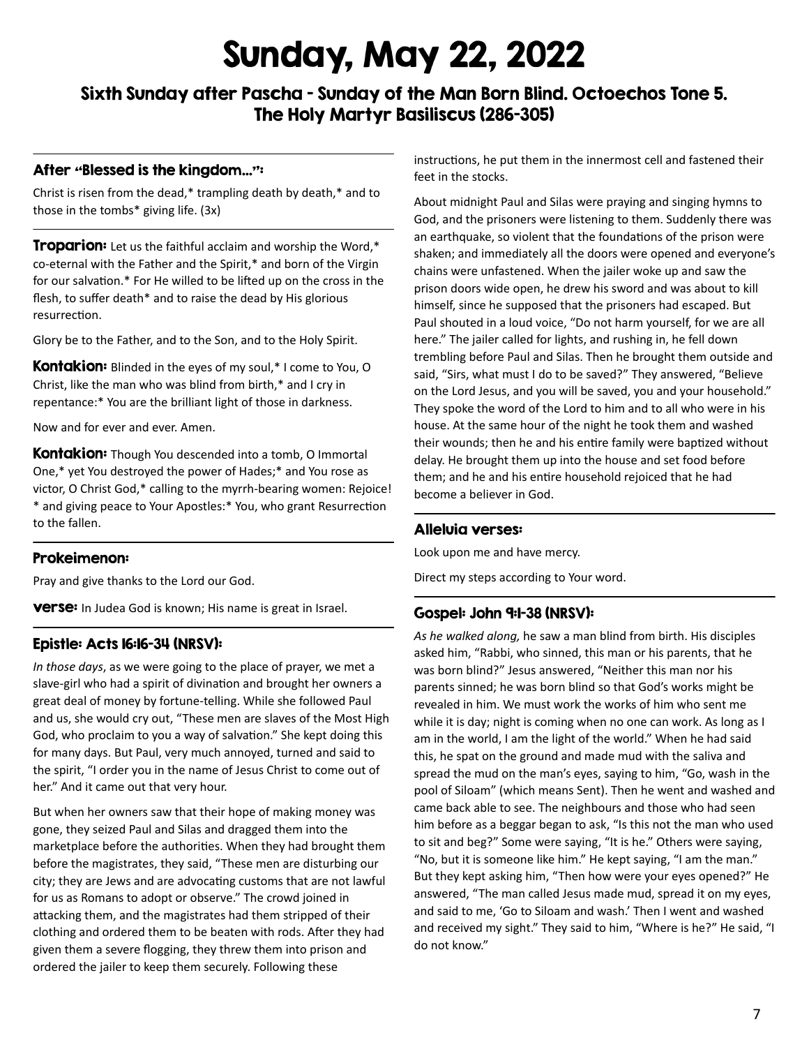# Sunday, May 22, 2022

## Sixth Sunday after Pascha - Sunday of the Man Born Blind. Octoechos Tone 5. The Holy Martyr Basiliscus (286-305)

### After "Blessed is the kingdom...":

Christ is risen from the dead,* trampling death by death,* and to those in the tombs* giving life. (3x)

**Troparion:** Let us the faithful acclaim and worship the Word,* co-eternal with the Father and the Spirit,* and born of the Virgin for our salvation.* For He willed to be lifted up on the cross in the flesh, to suffer death* and to raise the dead by His glorious resurrection.

Glory be to the Father, and to the Son, and to the Holy Spirit.

**Kontakion:** Blinded in the eyes of my soul,* I come to You, O Christ, like the man who was blind from birth,* and I cry in repentance:* You are the brilliant light of those in darkness.

Now and for ever and ever. Amen.

**Kontakion:** Though You descended into a tomb, O Immortal One,* yet You destroyed the power of Hades;* and You rose as victor, O Christ God,* calling to the myrrh-bearing women: Rejoice! * and giving peace to Your Apostles:* You, who grant Resurrection to the fallen.

### Prokeimenon:

Pray and give thanks to the Lord our God.

**verse:** In Judea God is known; His name is great in Israel.

### Epistle: Acts 16:16-34 (NRSV):

*In those days*, as we were going to the place of prayer, we met a slave-girl who had a spirit of divination and brought her owners a great deal of money by fortune-telling. While she followed Paul and us, she would cry out, "These men are slaves of the Most High God, who proclaim to you a way of salvation." She kept doing this for many days. But Paul, very much annoyed, turned and said to the spirit, "I order you in the name of Jesus Christ to come out of her." And it came out that very hour.

But when her owners saw that their hope of making money was gone, they seized Paul and Silas and dragged them into the marketplace before the authorities. When they had brought them before the magistrates, they said, "These men are disturbing our city; they are Jews and are advocating customs that are not lawful for us as Romans to adopt or observe." The crowd joined in attacking them, and the magistrates had them stripped of their clothing and ordered them to be beaten with rods. After they had given them a severe flogging, they threw them into prison and ordered the jailer to keep them securely. Following these instructions, he put them in the innermost cell and fastened their feet in the stocks.

About midnight Paul and Silas were praying and singing hymns to God, and the prisoners were listening to them. Suddenly there was an earthquake, so violent that the foundations of the prison were shaken; and immediately all the doors were opened and everyone's chains were unfastened. When the jailer woke up and saw the prison doors wide open, he drew his sword and was about to kill himself, since he supposed that the prisoners had escaped. But Paul shouted in a loud voice, "Do not harm yourself, for we are all here." The jailer called for lights, and rushing in, he fell down trembling before Paul and Silas. Then he brought them outside and said, "Sirs, what must I do to be saved?" They answered, "Believe on the Lord Jesus, and you will be saved, you and your household." They spoke the word of the Lord to him and to all who were in his house. At the same hour of the night he took them and washed their wounds; then he and his entire family were baptized without delay. He brought them up into the house and set food before them; and he and his entire household rejoiced that he had become a believer in God.

### Alleluia verses:

Look upon me and have mercy.

Direct my steps according to Your word.

### Gospel: John 9:1-38 (NRSV):

*As he walked along,* he saw a man blind from birth. His disciples asked him, "Rabbi, who sinned, this man or his parents, that he was born blind?" Jesus answered, "Neither this man nor his parents sinned; he was born blind so that God's works might be revealed in him. We must work the works of him who sent me while it is day; night is coming when no one can work. As long as I am in the world, I am the light of the world." When he had said this, he spat on the ground and made mud with the saliva and spread the mud on the man's eyes, saying to him, "Go, wash in the pool of Siloam" (which means Sent). Then he went and washed and came back able to see. The neighbours and those who had seen him before as a beggar began to ask, "Is this not the man who used to sit and beg?" Some were saying, "It is he." Others were saying, "No, but it is someone like him." He kept saying, "I am the man." But they kept asking him, "Then how were your eyes opened?" He answered, "The man called Jesus made mud, spread it on my eyes, and said to me, 'Go to Siloam and wash.' Then I went and washed and received my sight." They said to him, "Where is he?" He said, "I do not know."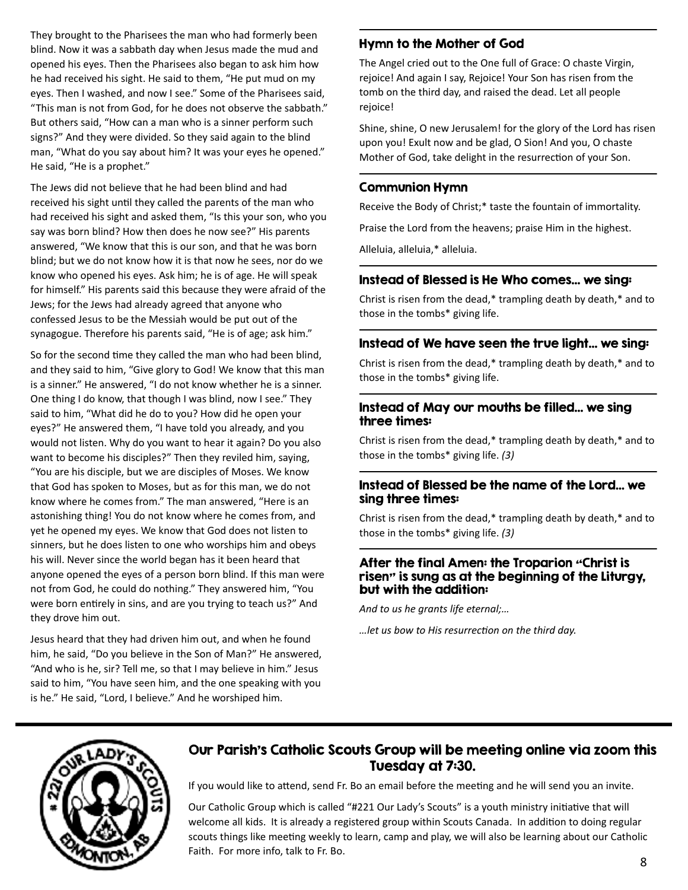They brought to the Pharisees the man who had formerly been blind. Now it was a sabbath day when Jesus made the mud and opened his eyes. Then the Pharisees also began to ask him how he had received his sight. He said to them, "He put mud on my eyes. Then I washed, and now I see." Some of the Pharisees said, "This man is not from God, for he does not observe the sabbath." But others said, "How can a man who is a sinner perform such signs?" And they were divided. So they said again to the blind man, "What do you say about him? It was your eyes he opened." He said, "He is a prophet."

The Jews did not believe that he had been blind and had received his sight until they called the parents of the man who had received his sight and asked them, "Is this your son, who you say was born blind? How then does he now see?" His parents answered, "We know that this is our son, and that he was born blind; but we do not know how it is that now he sees, nor do we know who opened his eyes. Ask him; he is of age. He will speak for himself." His parents said this because they were afraid of the Jews; for the Jews had already agreed that anyone who confessed Jesus to be the Messiah would be put out of the synagogue. Therefore his parents said, "He is of age; ask him."

So for the second time they called the man who had been blind, and they said to him, "Give glory to God! We know that this man is a sinner." He answered, "I do not know whether he is a sinner. One thing I do know, that though I was blind, now I see." They said to him, "What did he do to you? How did he open your eyes?" He answered them, "I have told you already, and you would not listen. Why do you want to hear it again? Do you also want to become his disciples?" Then they reviled him, saying, "You are his disciple, but we are disciples of Moses. We know that God has spoken to Moses, but as for this man, we do not know where he comes from." The man answered, "Here is an astonishing thing! You do not know where he comes from, and yet he opened my eyes. We know that God does not listen to sinners, but he does listen to one who worships him and obeys his will. Never since the world began has it been heard that anyone opened the eyes of a person born blind. If this man were not from God, he could do nothing." They answered him, "You were born entirely in sins, and are you trying to teach us?" And they drove him out.

Jesus heard that they had driven him out, and when he found him, he said, "Do you believe in the Son of Man?" He answered, "And who is he, sir? Tell me, so that I may believe in him." Jesus said to him, "You have seen him, and the one speaking with you is he." He said, "Lord, I believe." And he worshiped him.

### Hymn to the Mother of God

The Angel cried out to the One full of Grace: O chaste Virgin, rejoice! And again I say, Rejoice! Your Son has risen from the tomb on the third day, and raised the dead. Let all people rejoice!

Shine, shine, O new Jerusalem! for the glory of the Lord has risen upon you! Exult now and be glad, O Sion! And you, O chaste Mother of God, take delight in the resurrection of your Son.

### Communion Hymn

Receive the Body of Christ;* taste the fountain of immortality.

Praise the Lord from the heavens; praise Him in the highest.

Alleluia, alleluia,* alleluia.

### Instead of Blessed is He Who comes... we sing:

Christ is risen from the dead,* trampling death by death,* and to those in the tombs* giving life.

### Instead of We have seen the true light... we sing:

Christ is risen from the dead,* trampling death by death,* and to those in the tombs* giving life.

### Instead of May our mouths be filled... we sing three times:

Christ is risen from the dead,* trampling death by death,* and to those in the tombs* giving life. *(3)*

### Instead of Blessed be the name of the Lord... we sing three times:

Christ is risen from the dead,* trampling death by death,* and to those in the tombs* giving life. *(3)*

### After the final Amen: the Troparion "Christ is risen" is sung as at the beginning of the Liturgy, but with the addition:

*And to us he grants life eternal;...*

*...let us bow to His resurrection on the third day.*

### Our Parish's Catholic Scouts Group will be meeting online via zoom this Tuesday at 7:30.

If you would like to attend, send Fr. Bo an email before the meeting and he will send you an invite.

Our Catholic Group which is called "#221 Our Lady's Scouts" is a youth ministry initiative that will welcome all kids. It is already a registered group within Scouts Canada. In addition to doing regular scouts things like meeting weekly to learn, camp and play, we will also be learning about our Catholic Faith. For more info, talk to Fr. Bo.